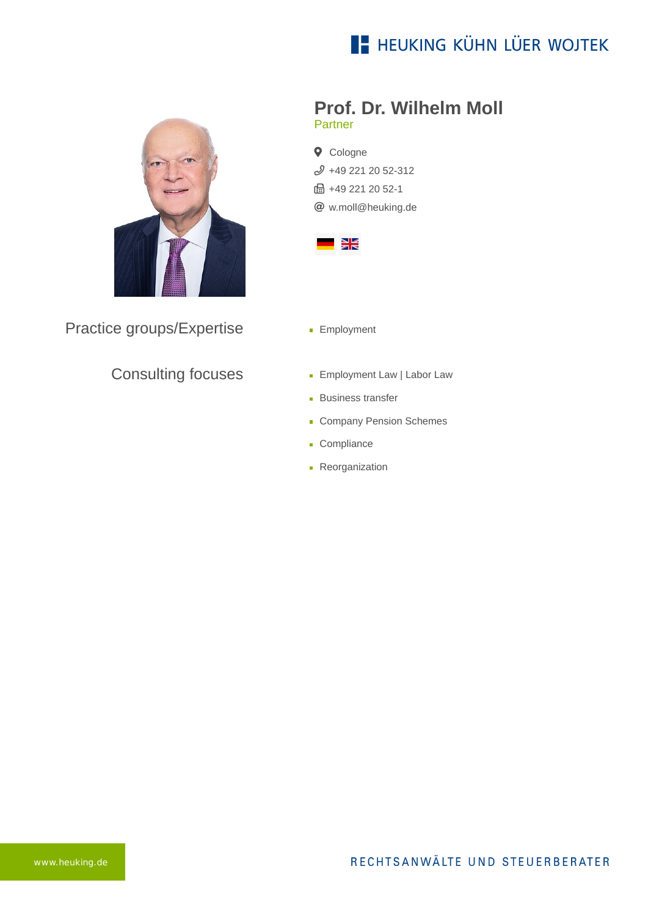HEUKING KÜHN LÜER WOJTEK

# Prof. Dr. Wilhelm Moll

Partner

Cologne

+49 221 20 52-312

+49 221 20 52-1

w.moll@heuking.de

## Practice groups/Expertise

- Employment

## Consulting focuses

- Employment Law | Labor Law
- Business transfer
- Company Pension Schemes
- Compliance
- Reorganization

www.heuking.de

RECHTSANWÄLTE UND STEUERBERATER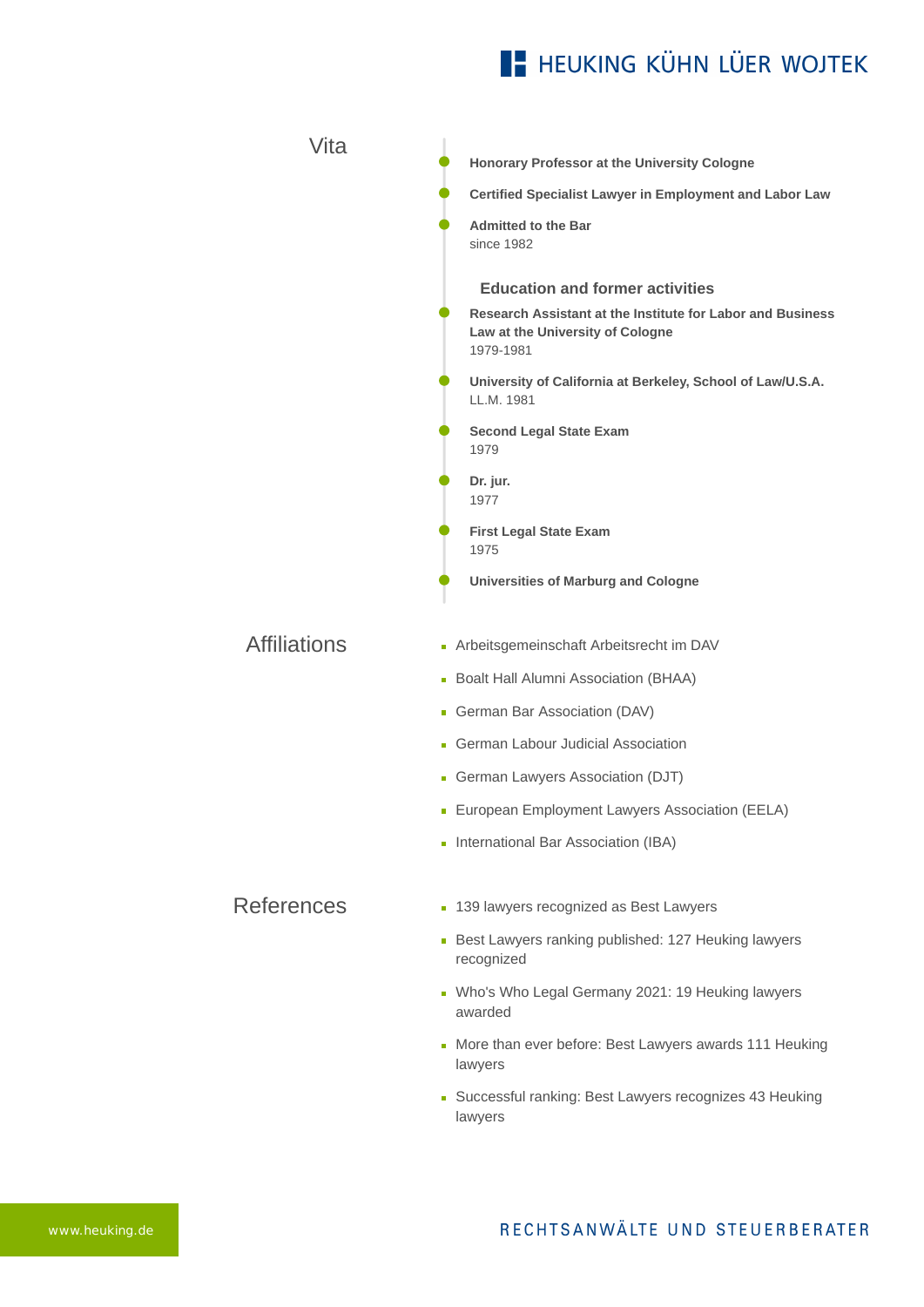## Vita

- **Honorary Professor at the University Cologne**
- **Certified Specialist Lawyer in Employment and Labor Law**
- **Admitted to the Bar**
  since 1982

### Education and former activities

- **Research Assistant at the Institute for Labor and Business Law at the University of Cologne**
  1979-1981
- **University of California at Berkeley, School of Law/U.S.A.**
  LL.M. 1981
- **Second Legal State Exam**
  1979
- **Dr. jur.**
  1977
- **First Legal State Exam**
  1975
- **Universities of Marburg and Cologne**

## Affiliations

- Arbeitsgemeinschaft Arbeitsrecht im DAV
- Boalt Hall Alumni Association (BHAA)
- German Bar Association (DAV)
- German Labour Judicial Association
- German Lawyers Association (DJT)
- European Employment Lawyers Association (EELA)
- International Bar Association (IBA)

## References

- 139 lawyers recognized as Best Lawyers
- Best Lawyers ranking published: 127 Heuking lawyers recognized
- Who's Who Legal Germany 2021: 19 Heuking lawyers awarded
- More than ever before: Best Lawyers awards 111 Heuking lawyers
- Successful ranking: Best Lawyers recognizes 43 Heuking lawyers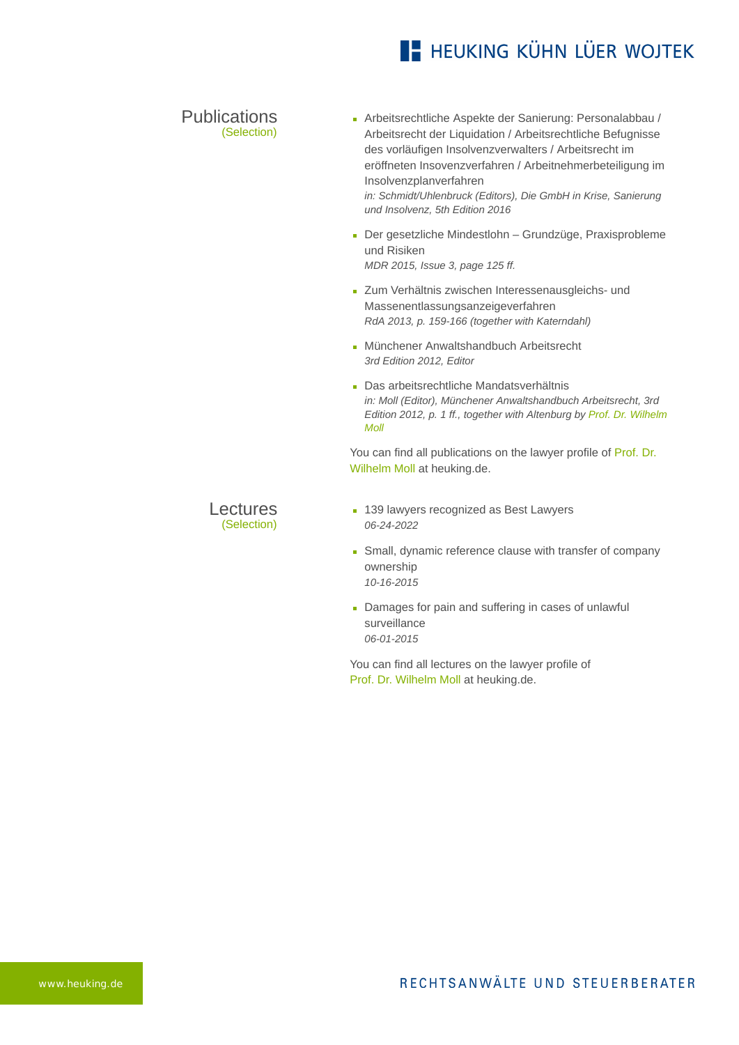## Publications
(Selection)

- Arbeitsrechtliche Aspekte der Sanierung: Personalabbau / Arbeitsrecht der Liquidation / Arbeitsrechtliche Befugnisse des vorläufigen Insolvenzverwalters / Arbeitsrecht im eröffneten Insovenzverfahren / Arbeitnehmerbeteiligung im Insolvenzplanverfahren
  *in: Schmidt/Uhlenbruck (Editors), Die GmbH in Krise, Sanierung und Insolvenz, 5th Edition 2016*

- Der gesetzliche Mindestlohn – Grundzüge, Praxisprobleme und Risiken
  *MDR 2015, Issue 3, page 125 ff.*

- Zum Verhältnis zwischen Interessenausgleichs- und Massenentlassungsanzeigeverfahren
  *RdA 2013, p. 159-166 (together with Katerndahl)*

- Münchener Anwaltshandbuch Arbeitsrecht
  *3rd Edition 2012, Editor*

- Das arbeitsrechtliche Mandatsverhältnis
  *in: Moll (Editor), Münchener Anwaltshandbuch Arbeitsrecht, 3rd Edition 2012, p. 1 ff., together with Altenburg by Prof. Dr. Wilhelm Moll*

You can find all publications on the lawyer profile of Prof. Dr. Wilhelm Moll at heuking.de.

## Lectures
(Selection)

- 139 lawyers recognized as Best Lawyers
  *06-24-2022*

- Small, dynamic reference clause with transfer of company ownership
  *10-16-2015*

- Damages for pain and suffering in cases of unlawful surveillance
  *06-01-2015*

You can find all lectures on the lawyer profile of Prof. Dr. Wilhelm Moll at heuking.de.